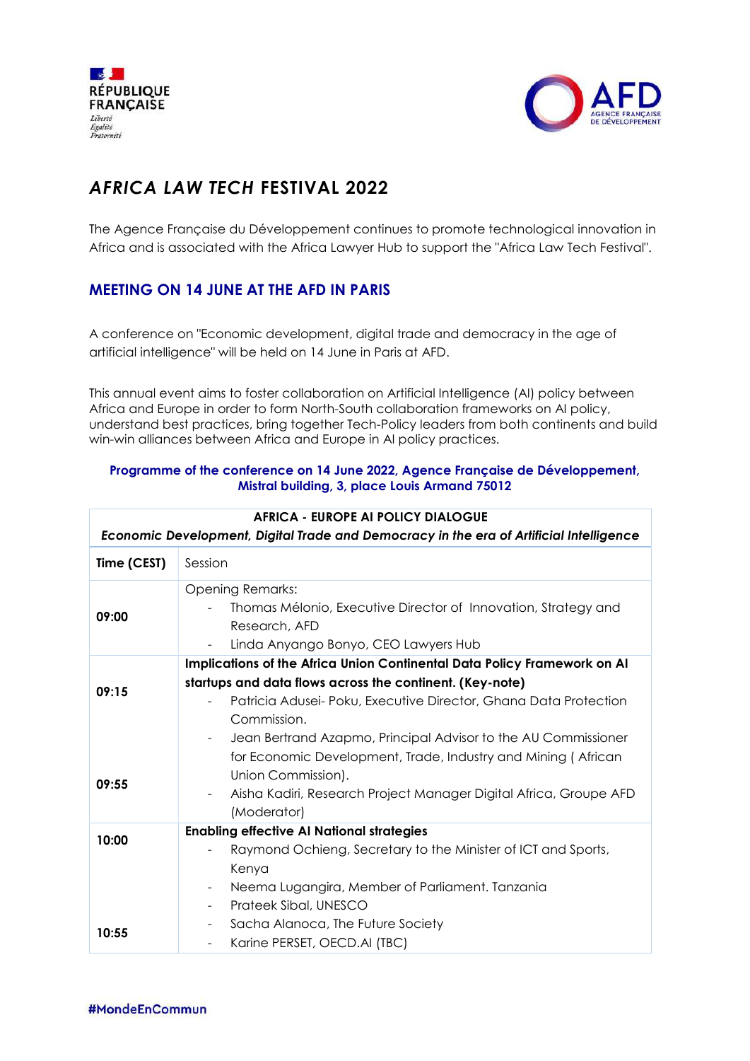RÉPUBLIQUE FRANÇAISE

*Liberté Égalité Fraternité*

AFD AGENCE FRANÇAISE DE DÉVELOPPEMENT

# *AFRICA LAW TECH* FESTIVAL 2022

The Agence Française du Développement continues to promote technological innovation in Africa and is associated with the Africa Lawyer Hub to support the "Africa Law Tech Festival".

## MEETING ON 14 JUNE AT THE AFD IN PARIS

A conference on "Economic development, digital trade and democracy in the age of artificial intelligence" will be held on 14 June in Paris at AFD.

This annual event aims to foster collaboration on Artificial Intelligence (AI) policy between Africa and Europe in order to form North-South collaboration frameworks on AI policy, understand best practices, bring together Tech-Policy leaders from both continents and build win-win alliances between Africa and Europe in AI policy practices.

**Programme of the conference on 14 June 2022, Agence Française de Développement, Mistral building, 3, place Louis Armand 75012**

| **AFRICA - EUROPE AI POLICY DIALOGUE** ***Economic Development, Digital Trade and Democracy in the era of Artificial Intelligence*** | |
|---|---|
| **Time (CEST)** | Session |
| **09:00** | Opening Remarks:<br>- Thomas Mélonio, Executive Director of Innovation, Strategy and Research, AFD<br>- Linda Anyango Bonyo, CEO Lawyers Hub |
| **09:15**<br><br>**09:55** | **Implications of the Africa Union Continental Data Policy Framework on AI startups and data flows across the continent. (Key-note)**<br>- Patricia Adusei- Poku, Executive Director, Ghana Data Protection Commission.<br>- Jean Bertrand Azapmo, Principal Advisor to the AU Commissioner for Economic Development, Trade, Industry and Mining ( African Union Commission).<br>- Aisha Kadiri, Research Project Manager Digital Africa, Groupe AFD (Moderator) |
| **10:00**<br><br>**10:55** | **Enabling effective AI National strategies**<br>- Raymond Ochieng, Secretary to the Minister of ICT and Sports, Kenya<br>- Neema Lugangira, Member of Parliament. Tanzania<br>- Prateek Sibal, UNESCO<br>- Sacha Alanoca, The Future Society<br>- Karine PERSET, OECD.AI (TBC) |

#MondeEnCommun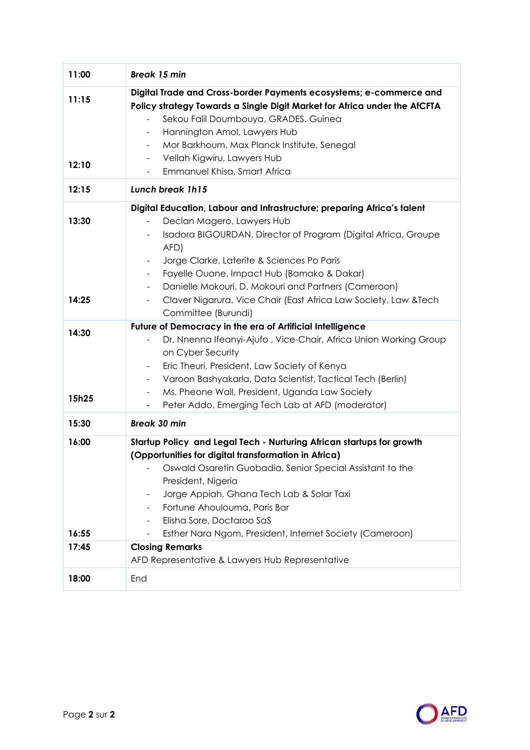| | |
|---|---|
| **11:00** | ***Break 15 min*** |
| **11:15**<br><br>**12:10** | **Digital Trade and Cross-border Payments ecosystems; e-commerce and Policy strategy Towards a Single Digit Market for Africa under the AfCFTA**<br>- Sekou Falil Doumbouya, GRADES. Guinea<br>- Hannington Amol, Lawyers Hub<br>- Mor Barkhoum, Max Planck Institute, Senegal<br>- Vellah Kigwiru, Lawyers Hub<br>- Emmanuel Khisa, Smart Africa |
| **12:15** | ***Lunch break 1h15*** |
| **13:30**<br><br>**14:25** | **Digital Education, Labour and Infrastructure; preparing Africa's talent**<br>- Declan Magero, Lawyers Hub<br>- Isadora BIGOURDAN, Director of Program (Digital Africa, Groupe AFD)<br>- Jorge Clarke, Laterite & Sciences Po Paris<br>- Fayelle Ouane, Impact Hub (Bamako & Dakar)<br>- Danielle Mokouri, D. Mokouri and Partners (Cameroon)<br>- Claver Nigarura, Vice Chair (East Africa Law Society, Law &Tech Committee (Burundi) |
| **14:30**<br><br>**15h25** | **Future of Democracy in the era of Artificial Intelligence**<br>- Dr. Nnenna Ifeanyi-Ajufo , Vice-Chair, Africa Union Working Group on Cyber Security<br>- Eric Theuri, President, Law Society of Kenya<br>- Varoon Bashyakarla, Data Scientist, Tactical Tech (Berlin)<br>- Ms. Pheone Wall, President, Uganda Law Society<br>- Peter Addo, Emerging Tech Lab at AFD (moderator) |
| **15:30** | ***Break 30 min*** |
| **16:00**<br><br>**16:55** | **Startup Policy and Legal Tech - Nurturing African startups for growth (Opportunities for digital transformation in Africa)**<br>- Oswald Osaretin Guobadia, Senior Special Assistant to the President, Nigeria<br>- Jorge Appiah, Ghana Tech Lab & Solar Taxi<br>- Fortune Ahoulouma, Paris Bar<br>- Elisha Sore, Doctaroo SaS<br>- Esther Nara Ngom, President, Internet Society (Cameroon) |
| **17:45** | **Closing Remarks**<br>AFD Representative & Lawyers Hub Representative |
| **18:00** | End |